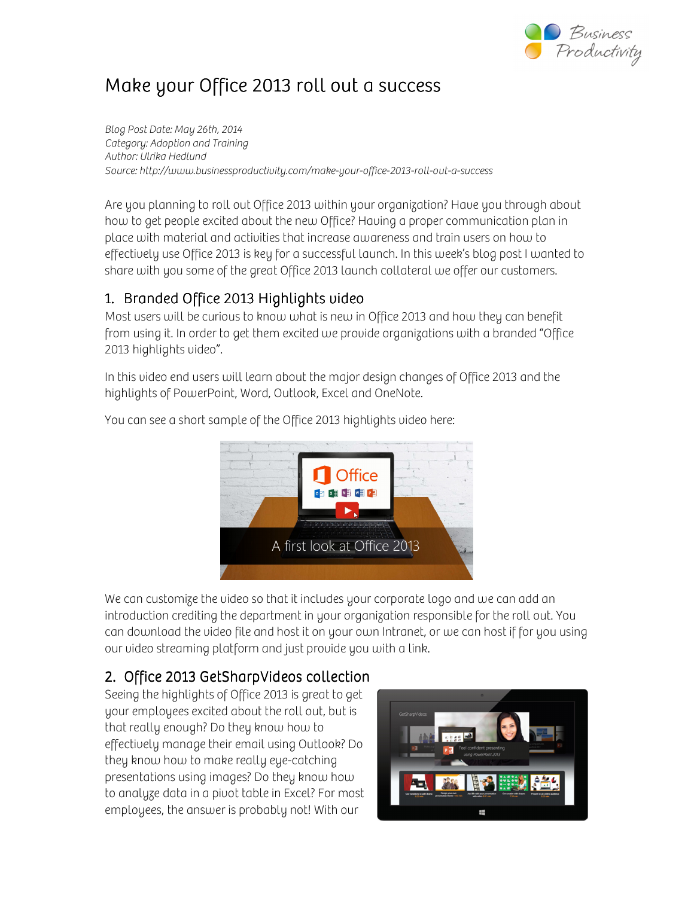# Make your Office 2013 roll out a success

*Blog Post Date: May 26th, 2014*
*Category: Adoption and Training*
*Author: Ulrika Hedlund*
*Source: http://www.businessproductivity.com/make-your-office-2013-roll-out-a-success*

Are you planning to roll out Office 2013 within your organization? Have you through about how to get people excited about the new Office? Having a proper communication plan in place with material and activities that increase awareness and train users on how to effectively use Office 2013 is key for a successful launch. In this week's blog post I wanted to share with you some of the great Office 2013 launch collateral we offer our customers.

## 1. Branded Office 2013 Highlights video

Most users will be curious to know what is new in Office 2013 and how they can benefit from using it. In order to get them excited we provide organizations with a branded "Office 2013 highlights video".

In this video end users will learn about the major design changes of Office 2013 and the highlights of PowerPoint, Word, Outlook, Excel and OneNote.

You can see a short sample of the Office 2013 highlights video here:

We can customize the video so that it includes your corporate logo and we can add an introduction crediting the department in your organization responsible for the roll out. You can download the video file and host it on your own Intranet, or we can host if for you using our video streaming platform and just provide you with a link.

## 2. Office 2013 GetSharpVideos collection

Seeing the highlights of Office 2013 is great to get your employees excited about the roll out, but is that really enough? Do they know how to effectively manage their email using Outlook? Do they know how to make really eye-catching presentations using images? Do they know how to analyze data in a pivot table in Excel? For most employees, the answer is probably not! With our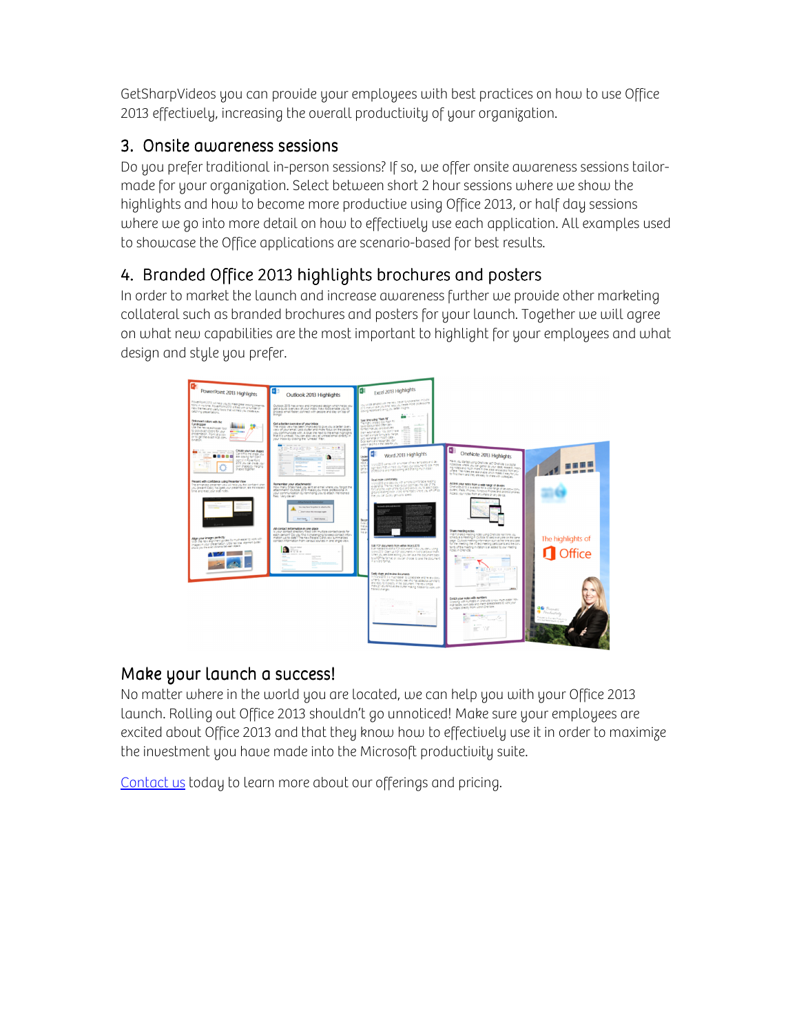GetSharpVideos you can provide your employees with best practices on how to use Office 2013 effectively, increasing the overall productivity of your organization.

## 3. Onsite awareness sessions

Do you prefer traditional in-person sessions? If so, we offer onsite awareness sessions tailor-made for your organization. Select between short 2 hour sessions where we show the highlights and how to become more productive using Office 2013, or half day sessions where we go into more detail on how to effectively use each application. All examples used to showcase the Office applications are scenario-based for best results.

## 4. Branded Office 2013 highlights brochures and posters

In order to market the launch and increase awareness further we provide other marketing collateral such as branded brochures and posters for your launch. Together we will agree on what new capabilities are the most important to highlight for your employees and what design and style you prefer.

## Make your launch a success!

No matter where in the world you are located, we can help you with your Office 2013 launch. Rolling out Office 2013 shouldn't go unnoticed! Make sure your employees are excited about Office 2013 and that they know how to effectively use it in order to maximize the investment you have made into the Microsoft productivity suite.

[Contact us](#) today to learn more about our offerings and pricing.